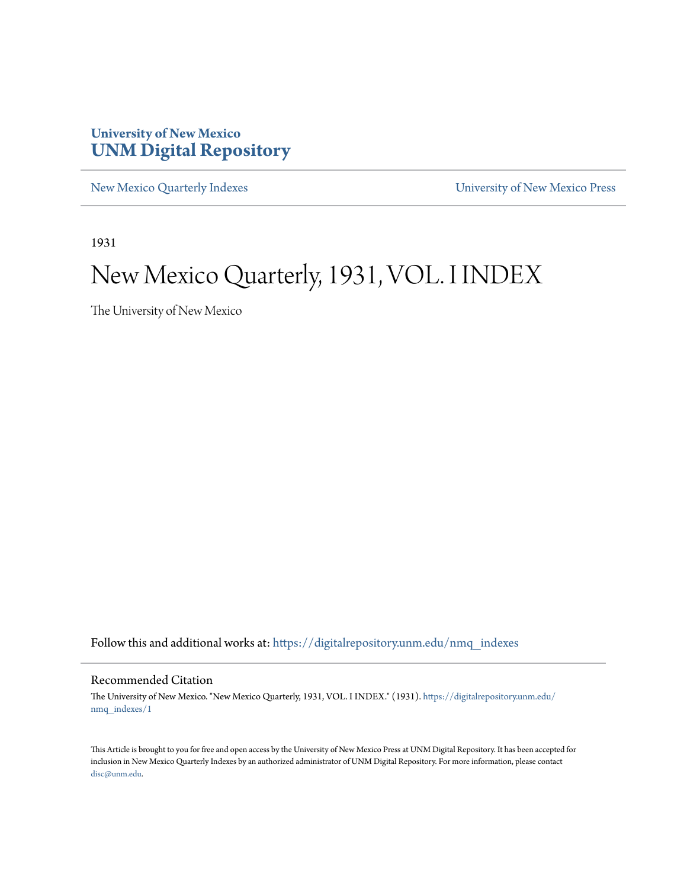University of New Mexico
**UNM Digital Repository**

New Mexico Quarterly Indexes | University of New Mexico Press

1931

# New Mexico Quarterly, 1931, VOL. I INDEX

The University of New Mexico

Follow this and additional works at: https://digitalrepository.unm.edu/nmq_indexes

## Recommended Citation

The University of New Mexico. "New Mexico Quarterly, 1931, VOL. I INDEX." (1931). https://digitalrepository.unm.edu/nmq_indexes/1

This Article is brought to you for free and open access by the University of New Mexico Press at UNM Digital Repository. It has been accepted for inclusion in New Mexico Quarterly Indexes by an authorized administrator of UNM Digital Repository. For more information, please contact disc@unm.edu.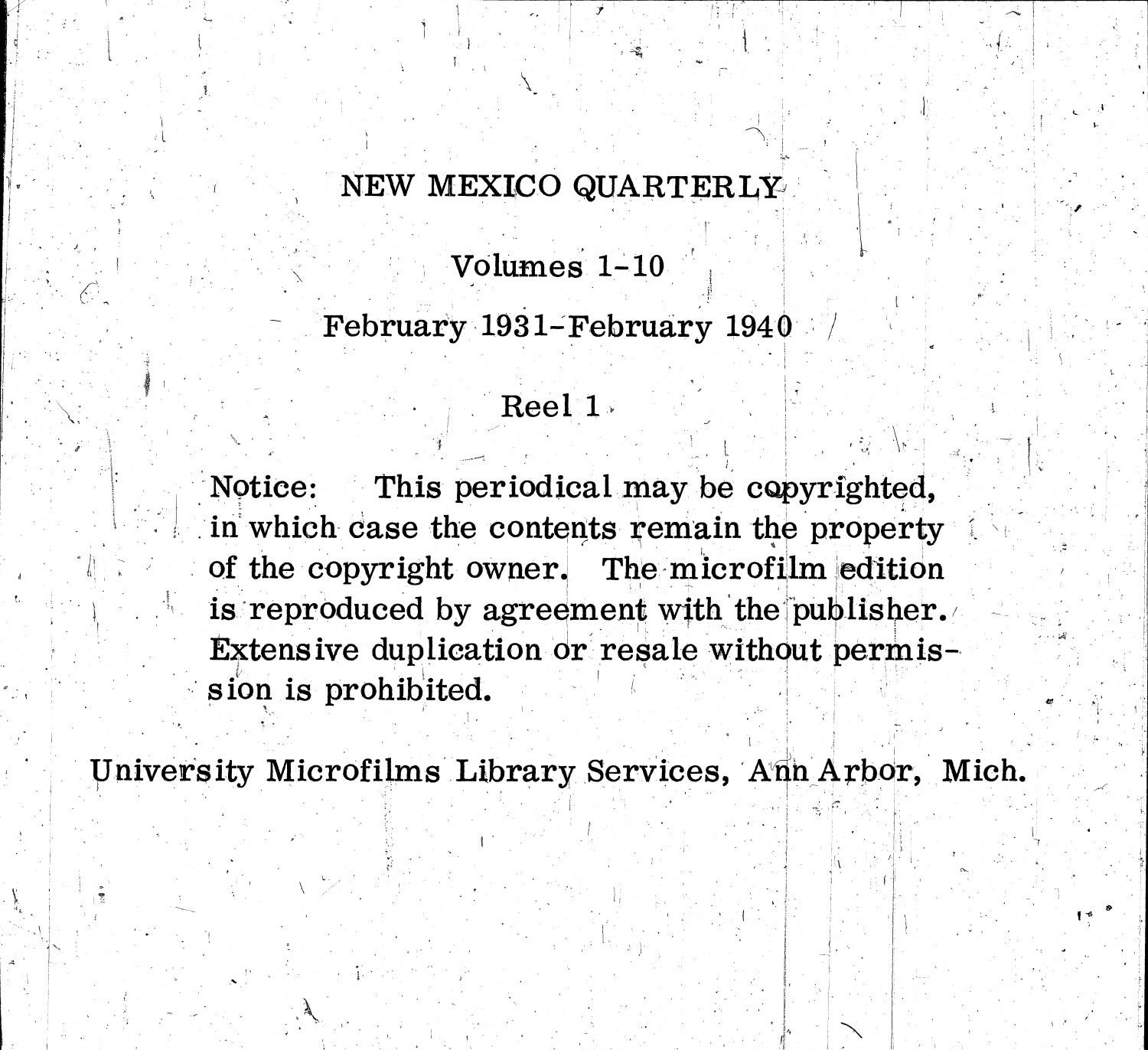# NEW MEXICO QUARTERLY

Volumes 1-10

February 1931-February 1940

Reel 1

Notice: This periodical may be copyrighted, in which case the contents remain the property of the copyright owner. The microfilm edition is reproduced by agreement with the publisher. Extensive duplication or resale without permission is prohibited.

University Microfilms Library Services, Ann Arbor, Mich.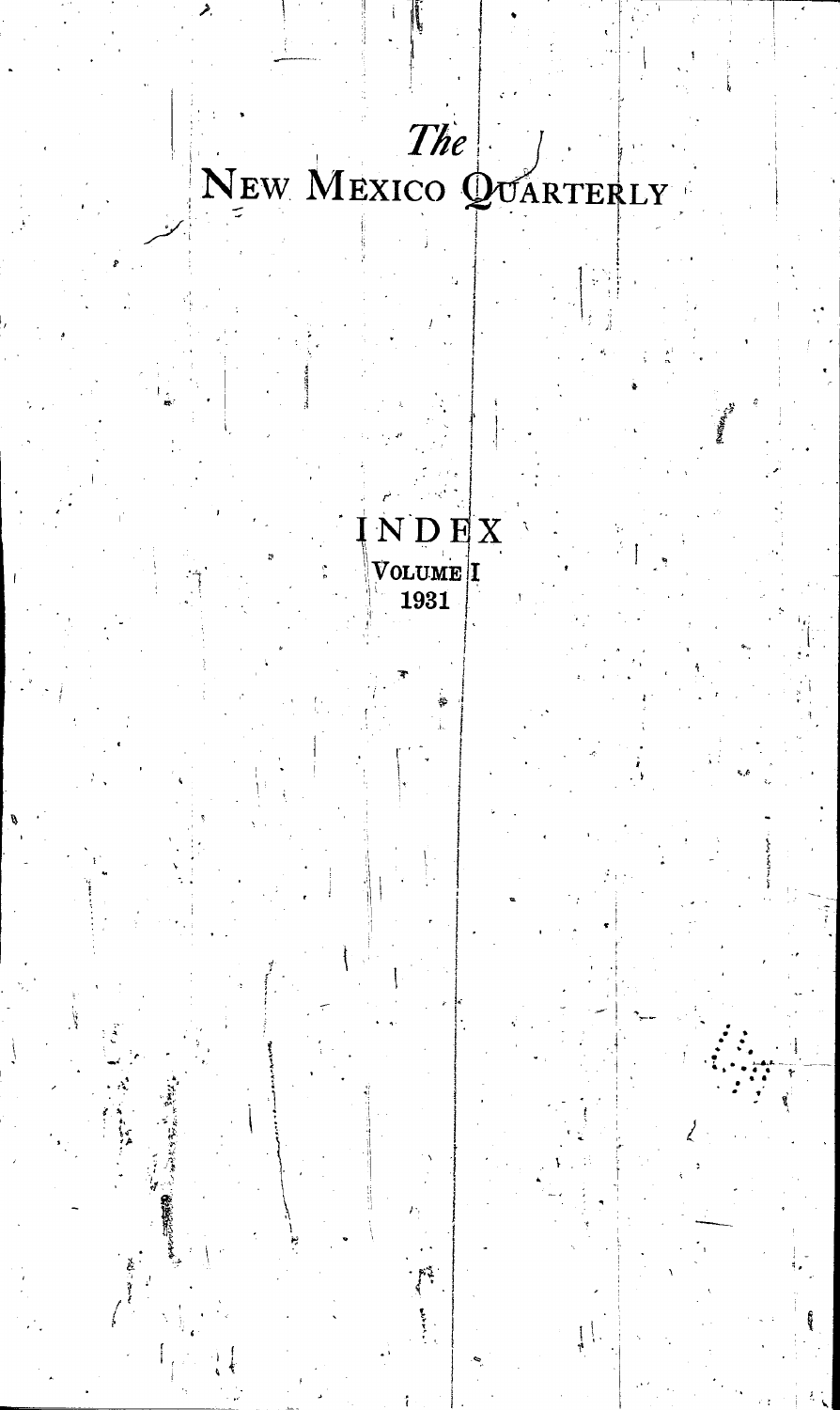# *The* New Mexico Quarterly

## INDEX

### Volume I

### 1931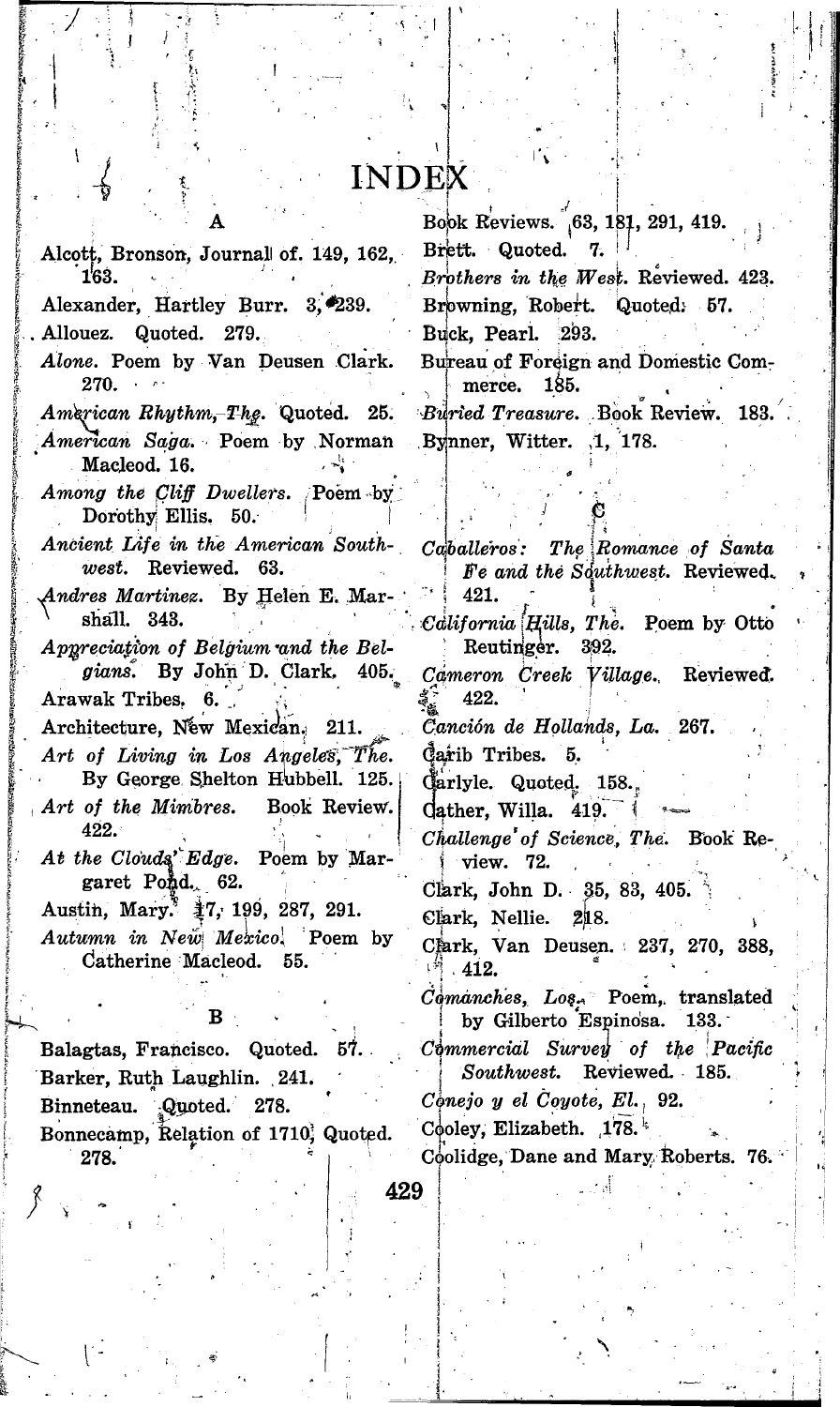# INDEX

## A

Alcott, Bronson, Journal of. 149, 162, 163.

Alexander, Hartley Burr. 3, 239.

Allouez. Quoted. 279.

*Alone*. Poem by Van Deusen Clark. 270.

*American Rhythm, The*. Quoted. 25.

*American Saga*. Poem by Norman Macleod. 16.

*Among the Cliff Dwellers*. Poem by Dorothy Ellis. 50.

*Ancient Life in the American Southwest*. Reviewed. 63.

*Andres Martinez*. By Helen E. Marshall. 343.

*Appreciation of Belgium and the Belgians*. By John D. Clark. 405.

Arawak Tribes. 6.

Architecture, New Mexican. 211.

*Art of Living in Los Angeles, The*. By George Shelton Hubbell. 125.

*Art of the Mimbres*. Book Review. 422.

*At the Clouds' Edge*. Poem by Margaret Pond. 62.

Austin, Mary. 17, 199, 287, 291.

*Autumn in New Mexico*. Poem by Catherine Macleod. 55.

## B

Balagtas, Francisco. Quoted. 57.

Barker, Ruth Laughlin. 241.

Binneteau. Quoted. 278.

Bonnecamp, Relation of 1710, Quoted. 278.

Book Reviews. 63, 181, 291, 419.

Brett. Quoted. 7.

*Brothers in the West*. Reviewed. 423.

Browning, Robert. Quoted. 57.

Buck, Pearl. 293.

Bureau of Foreign and Domestic Commerce. 185.

*Buried Treasure*. Book Review. 183.

Bynner, Witter. 1, 178.

## C

*Caballeros: The Romance of Santa Fe and the Southwest*. Reviewed. 421.

*California Hills, The*. Poem by Otto Reutinger. 392.

*Cameron Creek Village*. Reviewed. 422.

*Canción de Hollands, La*. 267.

Carib Tribes. 5.

Carlyle. Quoted. 158.

Cather, Willa. 419.

*Challenge of Science, The*. Book Review. 72.

Clark, John D. 35, 83, 405.

Clark, Nellie. 218.

Clark, Van Deusen. 237, 270, 388, 412.

*Comanches, Los*. Poem, translated by Gilberto Espinosa. 133.

*Commercial Survey of the Pacific Southwest*. Reviewed. 185.

*Conejo y el Coyote, El*. 92.

Cooley, Elizabeth. 178.

Coolidge, Dane and Mary Roberts. 76.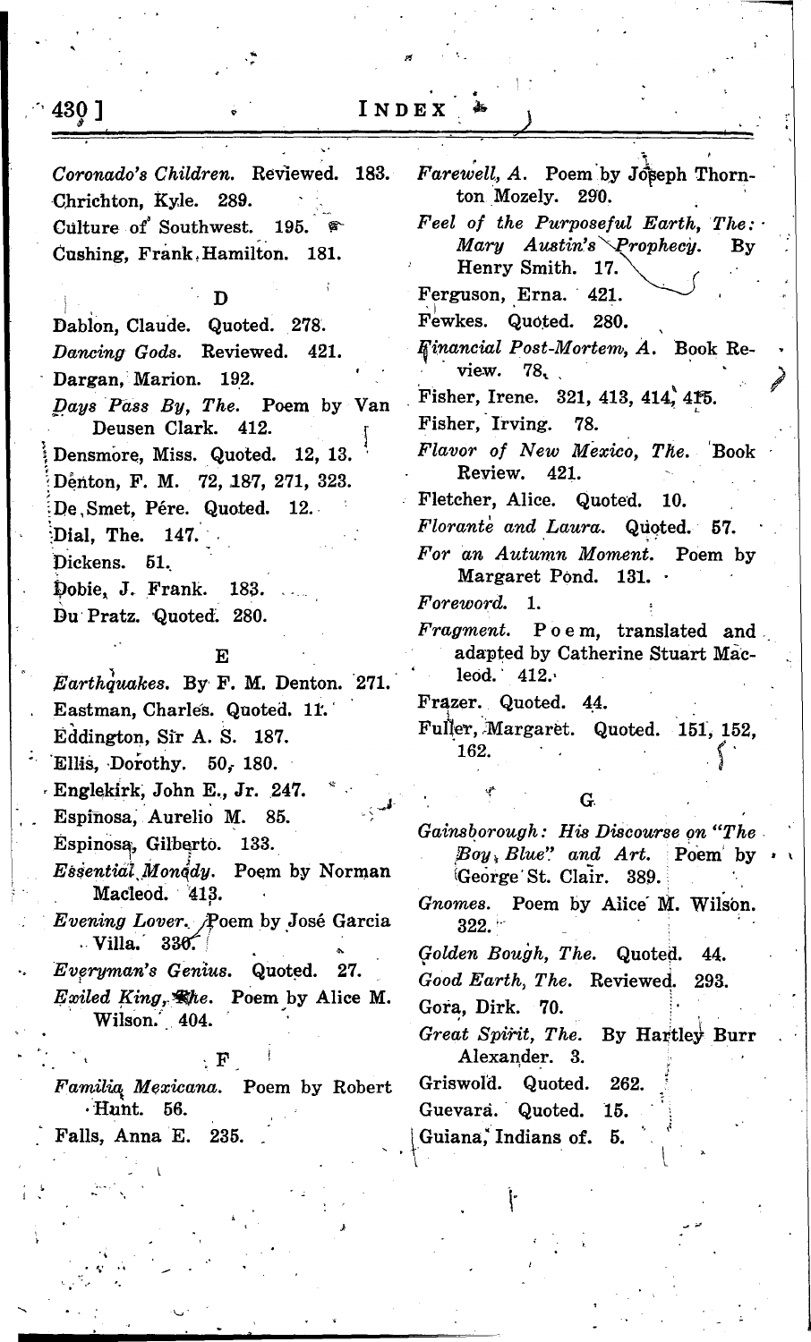*Coronado's Children.* Reviewed. 183.

Chrichton, Kyle. 289.

Culture of Southwest. 195.

Cushing, Frank Hamilton. 181.

## D

Dablon, Claude. Quoted. 278.

*Dancing Gods.* Reviewed. 421.

Dargan, Marion. 192.

*Days Pass By, The.* Poem by Van Deusen Clark. 412.

Densmore, Miss. Quoted. 12, 13.

Denton, F. M. 72, 187, 271, 323.

De Smet, Pére. Quoted. 12.

Dial, The. 147.

Dickens. 51.

Dobie, J. Frank. 183.

Du Pratz. Quoted. 280.

## E

*Earthquakes.* By F. M. Denton. 271.

Eastman, Charles. Quoted. 11.

Eddington, Sir A. S. 187.

Ellis, Dorothy. 50, 180.

Englekirk, John E., Jr. 247.

Espinosa, Aurelio M. 85.

Espinosa, Gilberto. 133.

*Essential Monody.* Poem by Norman Macleod. 413.

*Evening Lover.* Poem by José Garcia Villa. 330.

*Everyman's Genius.* Quoted. 27.

*Exiled King, The.* Poem by Alice M. Wilson. 404.

## F

*Familia Mexicana.* Poem by Robert Hunt. 56.

Falls, Anna E. 235.

*Farewell, A.* Poem by Joseph Thornton Mozely. 290.

*Feel of the Purposeful Earth, The: Mary Austin's Prophecy.* By Henry Smith. 17.

Ferguson, Erna. 421.

Fewkes. Quoted. 280.

*Financial Post-Mortem, A.* Book Review. 78.

Fisher, Irene. 321, 413, 414, 415.

Fisher, Irving. 78.

*Flavor of New Mexico, The.* Book Review. 421.

Fletcher, Alice. Quoted. 10.

*Florante and Laura.* Quoted. 57.

*For an Autumn Moment.* Poem by Margaret Pond. 131.

*Foreword.* 1.

*Fragment.* Poem, translated and adapted by Catherine Stuart Macleod. 412.

Frazer. Quoted. 44.

Fuller, Margaret. Quoted. 151, 152, 162.

## G

*Gainsborough: His Discourse on "The Boy, Blue" and Art.* Poem by George St. Clair. 389.

*Gnomes.* Poem by Alice M. Wilson. 322.

*Golden Bough, The.* Quoted. 44.

*Good Earth, The.* Reviewed. 293.

Gora, Dirk. 70.

*Great Spirit, The.* By Hartley Burr Alexander. 3.

Griswold. Quoted. 262.

Guevara. Quoted. 15.

Guiana, Indians of. 5.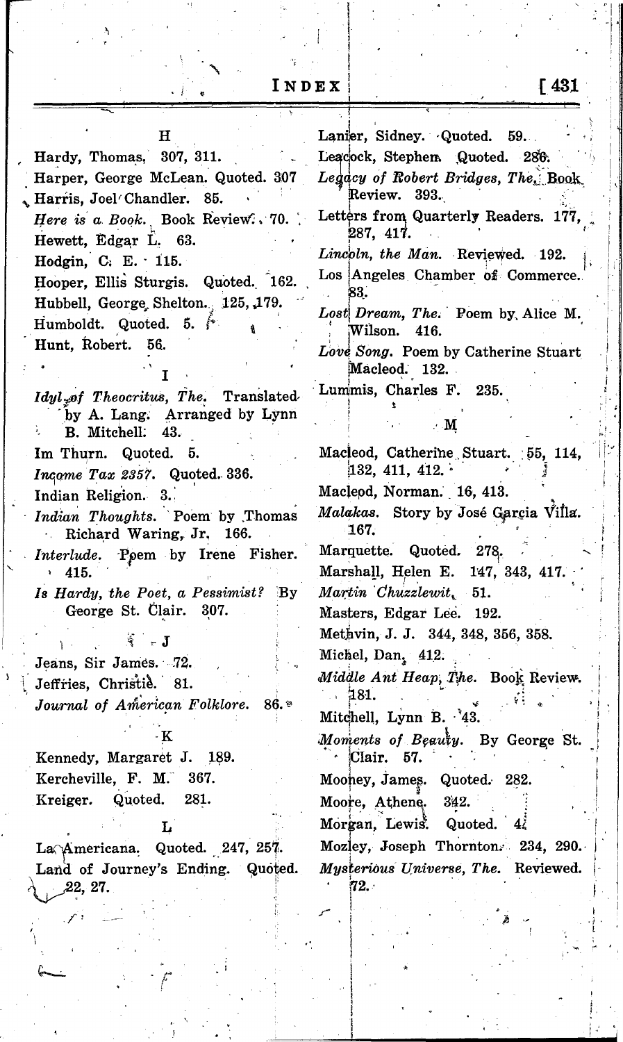## H

Hardy, Thomas. 307, 311.

Harper, George McLean. Quoted. 307

Harris, Joel Chandler. 85.

*Here is a Book.* Book Review. 70.

Hewett, Edgar L. 63.

Hodgin, C. E. 115.

Hooper, Ellis Sturgis. Quoted. 162.

Hubbell, George Shelton. 125, 179.

Humboldt. Quoted. 5.

Hunt, Robert. 56.

## I

*Idyl of Theocritus, The.* Translated by A. Lang. Arranged by Lynn B. Mitchell. 43.

Im Thurn. Quoted. 5.

*Income Tax 2357.* Quoted. 336.

Indian Religion. 3.

*Indian Thoughts.* Poem by Thomas Richard Waring, Jr. 166.

*Interlude.* Poem by Irene Fisher. 415.

*Is Hardy, the Poet, a Pessimist?* By George St. Clair. 307.

## J

Jeans, Sir James. 72.

Jeffries, Christie. 81.

*Journal of American Folklore.* 86.

## K

Kennedy, Margaret J. 189.

Kercheville, F. M. 367.

Kreiger. Quoted. 281.

## L

La Americana. Quoted. 247, 257.

Land of Journey's Ending. Quoted. 22, 27.

Lanier, Sidney. Quoted. 59.

Leacock, Stephen. Quoted. 286.

*Legacy of Robert Bridges, The.* Book Review. 393.

Letters from Quarterly Readers. 177, 287, 417.

*Lincoln, the Man.* Reviewed. 192.

Los Angeles Chamber of Commerce. 83.

*Lost Dream, The.* Poem by Alice M. Wilson. 416.

*Love Song.* Poem by Catherine Stuart Macleod. 132.

Lummis, Charles F. 235.

## M

Macleod, Catherine Stuart. 55, 114, 132, 411, 412.

Macleod, Norman. 16, 413.

*Malakas.* Story by José Garcia Villa. 167.

Marquette. Quoted. 278.

Marshall, Helen E. 147, 343, 417.

*Martin Chuzzlewit.* 51.

Masters, Edgar Lee. 192.

Methvin, J. J. 344, 348, 356, 358.

Michel, Dan. 412.

*Middle Ant Heap, The.* Book Review. 181.

Mitchell, Lynn B. 43.

*Moments of Beauty.* By George St. Clair. 57.

Mooney, James. Quoted. 282.

Moore, Athene. 342.

Morgan, Lewis. Quoted. 4.

Mozley, Joseph Thornton. 234, 290.

*Mysterious Universe, The.* Reviewed. 72.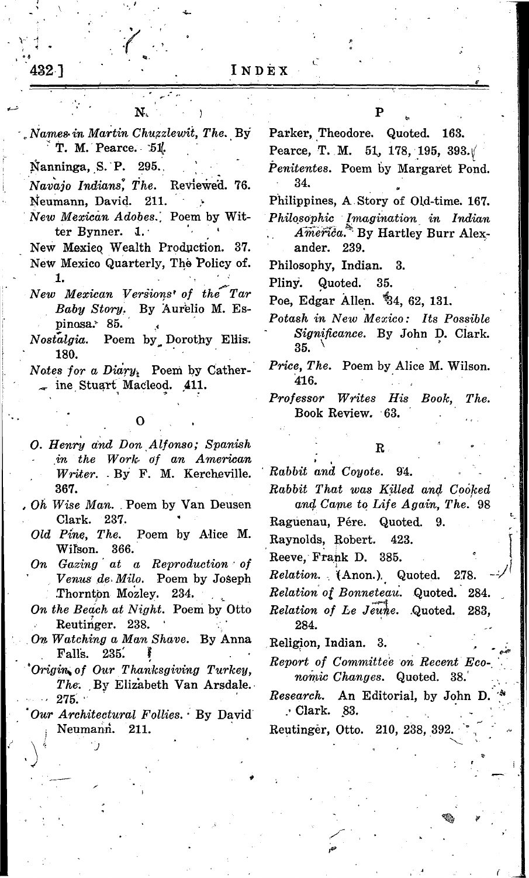## N

*Names in Martin Chuzzlewit, The.* By T. M. Pearce. 51.

Nanninga, S. P. 295.

*Navajo Indians, The.* Reviewed. 76.

Neumann, David. 211.

*New Mexican Adobes.* Poem by Witter Bynner. 1.

New Mexico Wealth Production. 37.

New Mexico Quarterly, The Policy of. 1.

*New Mexican Versions of the Tar Baby Story.* By Aurelio M. Espinosa. 85.

*Nostalgia.* Poem by Dorothy Ellis. 180.

*Notes for a Diary.* Poem by Catherine Stuart Macleod. 411.

## O

*O. Henry and Don Alfonso; Spanish in the Work of an American Writer.* By F. M. Kercheville. 367.

*Oh Wise Man.* Poem by Van Deusen Clark. 237.

*Old Pine, The.* Poem by Alice M. Wilson. 366.

*On Gazing at a Reproduction of Venus de Milo.* Poem by Joseph Thornton Mozley. 234.

*On the Beach at Night.* Poem by Otto Reutinger. 238.

*On Watching a Man Shave.* By Anna Falls. 235.

*Origin of Our Thanksgiving Turkey, The.* By Elizabeth Van Arsdale. 275.

*Our Architectural Follies.* By David Neumann. 211.

## P

Parker, Theodore. Quoted. 163.

Pearce, T. M. 51, 178, 195, 393.

*Penitentes.* Poem by Margaret Pond. 34.

Philippines, A Story of Old-time. 167.

*Philosophic Imagination in Indian America.* By Hartley Burr Alexander. 239.

Philosophy, Indian. 3.

Pliny. Quoted. 35.

Poe, Edgar Allen. 34, 62, 131.

*Potash in New Mexico: Its Possible Significance.* By John D. Clark. 35.

*Price, The.* Poem by Alice M. Wilson. 416.

*Professor Writes His Book, The.* Book Review. 63.

## R

*Rabbit and Coyote.* 94.

*Rabbit That was Killed and Cooked and Came to Life Again, The.* 98

Raguenau, Pére. Quoted. 9.

Raynolds, Robert. 423.

Reeve, Frank D. 385.

*Relation.* (Anon.). Quoted. 278.

*Relation of Bonneteau.* Quoted. 284.

*Relation of Le Jeune.* Quoted. 283, 284.

Religion, Indian. 3.

*Report of Committee on Recent Economic Changes.* Quoted. 38.

*Research.* An Editorial, by John D. Clark. 83.

Reutinger, Otto. 210, 238, 392.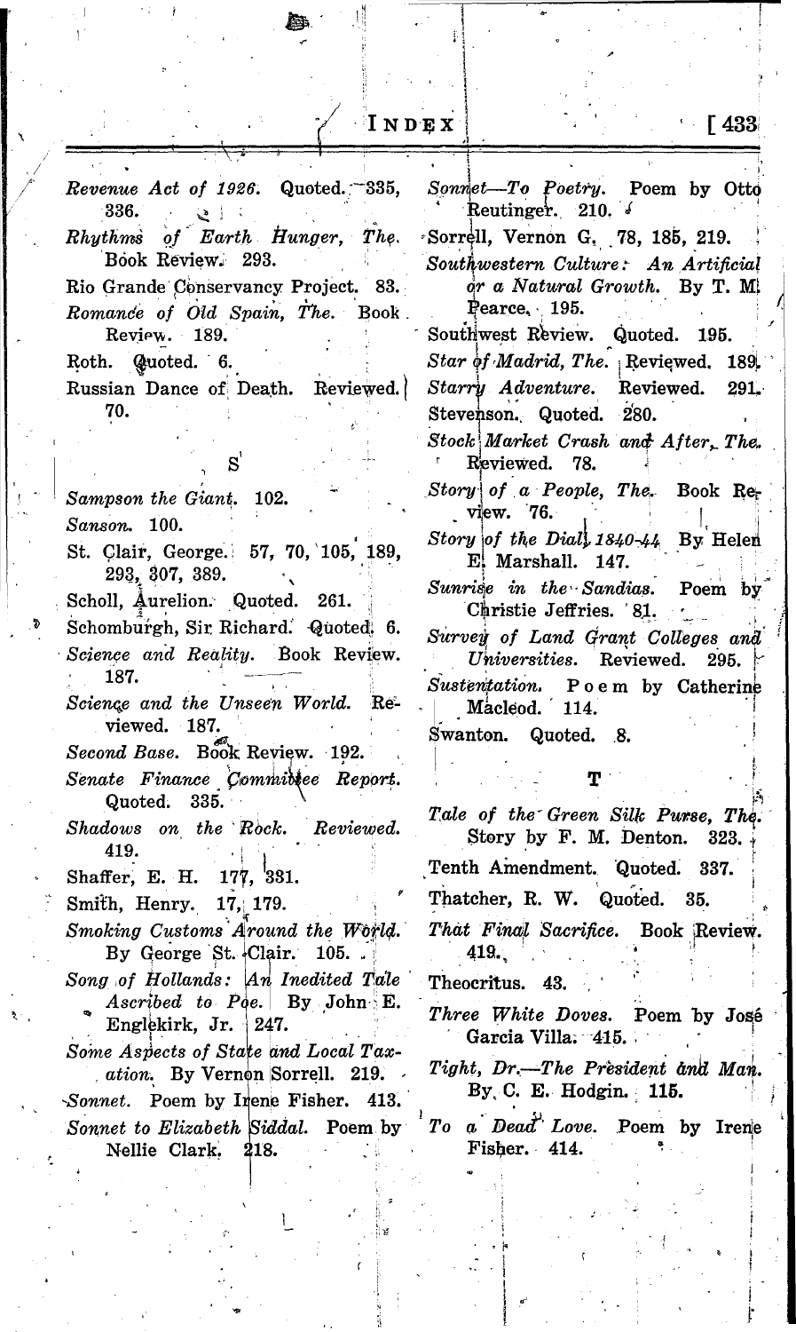# Index

*Revenue Act of 1926.* Quoted. 335, 336.

*Rhythms of Earth Hunger, The.* Book Review. 293.

Rio Grande Conservancy Project. 83.

*Romance of Old Spain, The.* Book Review. 189.

Roth. Quoted. 6.

Russian Dance of Death. Reviewed. 70.

## S

*Sampson the Giant.* 102.

*Sanson.* 100.

St. Clair, George. 57, 70, 105, 189, 293, 307, 389.

Scholl, Aurelion. Quoted. 261.

Schomburgh, Sir Richard. Quoted. 6.

*Science and Reality.* Book Review. 187.

*Science and the Unseen World.* Reviewed. 187.

*Second Base.* Book Review. 192.

*Senate Finance Committee Report.* Quoted. 335.

*Shadows on the Rock.* Reviewed. 419.

Shaffer, E. H. 177, 331.

Smith, Henry. 17, 179.

*Smoking Customs Around the World.* By George St. Clair. 105.

*Song of Hollands: An Inedited Tale Ascribed to Poe.* By John E. Englekirk, Jr. 247.

*Some Aspects of State and Local Taxation.* By Vernon Sorrell. 219.

*Sonnet.* Poem by Irene Fisher. 413.

*Sonnet to Elizabeth Siddal.* Poem by Nellie Clark. 218.

*Sonnet—To Poetry.* Poem by Otto Reutinger. 210.

Sorrell, Vernon G. 78, 185, 219.

*Southwestern Culture: An Artificial or a Natural Growth.* By T. M. Pearce. 195.

Southwest Review. Quoted. 195.

*Star of Madrid, The.* Reviewed. 189.

*Starry Adventure.* Reviewed. 291.

Stevenson. Quoted. 280.

*Stock Market Crash and After, The.* Reviewed. 78.

*Story of a People, The.* Book Review. 76.

*Story of the Dial, 1840-44* By Helen E. Marshall. 147.

*Sunrise in the Sandias.* Poem by Christie Jeffries. 81.

*Survey of Land Grant Colleges and Universities.* Reviewed. 295.

*Sustentation.* Poem by Catherine Macleod. 114.

Swanton. Quoted. 8.

## T

*Tale of the Green Silk Purse, The.* Story by F. M. Denton. 323.

Tenth Amendment. Quoted. 337.

Thatcher, R. W. Quoted. 35.

*That Final Sacrifice.* Book Review. 419.

Theocritus. 43.

*Three White Doves.* Poem by José Garcia Villa. 415.

*Tight, Dr.—The President and Man.* By C. E. Hodgin. 115.

*To a Dead Love.* Poem by Irene Fisher. 414.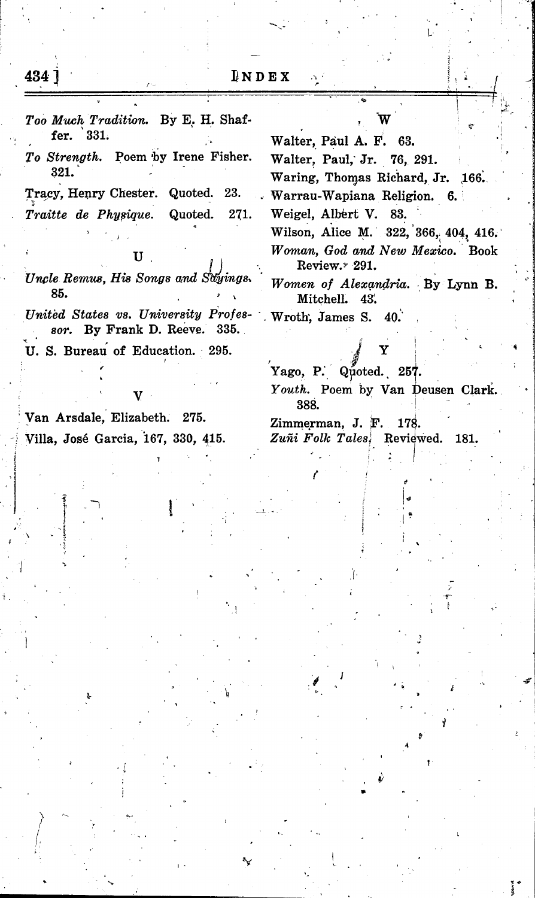*Too Much Tradition.* By E. H. Shaffer. 331.

*To Strength.* Poem by Irene Fisher. 321.

Tracy, Henry Chester. Quoted. 23.

*Traitte de Physique.* Quoted. 271.

## U

*Uncle Remus, His Songs and Sayings.* 85.

*United States vs. University Professor.* By Frank D. Reeve. 335.

U. S. Bureau of Education. 295.

## V

Van Arsdale, Elizabeth. 275.

Villa, José Garcia, 167, 330, 415.

## W

Walter, Paul A. F. 63.

Walter, Paul, Jr. 76, 291.

Waring, Thomas Richard, Jr. 166.

Warrau-Wapiana Religion. 6.

Weigel, Albert V. 83.

Wilson, Alice M. 322, 366, 404, 416.

*Woman, God and New Mexico.* Book Review. 291.

*Women of Alexandria.* By Lynn B. Mitchell. 43.

Wroth, James S. 40.

## Y

Yago, P. Quoted. 257.

*Youth.* Poem by Van Deusen Clark. 388.

Zimmerman, J. F. 178.

*Zuñi Folk Tales,* Reviewed. 181.